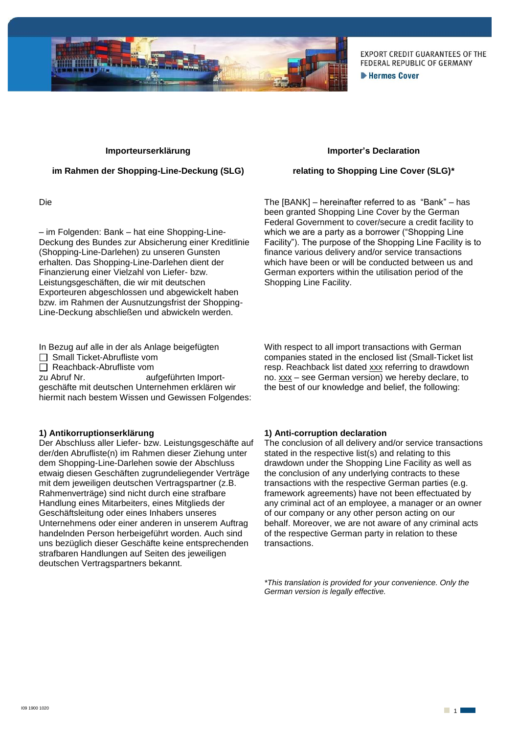EXPORT CREDIT GUARANTEES OF THE FEDERAL REPUBLIC OF GERMANY

Hermes Cover

**Importeurserklärung**

**im Rahmen der Shopping-Line-Deckung (SLG)**

Die

– im Folgenden: Bank – hat eine Shopping-Line-Deckung des Bundes zur Absicherung einer Kreditlinie (Shopping-Line-Darlehen) zu unseren Gunsten erhalten. Das Shopping-Line-Darlehen dient der Finanzierung einer Vielzahl von Liefer- bzw. Leistungsgeschäften, die wir mit deutschen Exporteuren abgeschlossen und abgewickelt haben bzw. im Rahmen der Ausnutzungsfrist der Shopping-Line-Deckung abschließen und abwickeln werden.

In Bezug auf alle in der als Anlage beigefügten

☐ Small Ticket-Abrufliste vom

☐ Reachback-Abrufliste vom

zu Abruf Nr. aufgeführten Importgeschäfte mit deutschen Unternehmen erklären wir hiermit nach bestem Wissen und Gewissen Folgendes:

**1) Antikorruptionserklärung**

Der Abschluss aller Liefer- bzw. Leistungsgeschäfte auf der/den Abrufliste(n) im Rahmen dieser Ziehung unter dem Shopping-Line-Darlehen sowie der Abschluss etwaig diesen Geschäften zugrundeliegender Verträge mit dem jeweiligen deutschen Vertragspartner (z.B. Rahmenverträge) sind nicht durch eine strafbare Handlung eines Mitarbeiters, eines Mitglieds der Geschäftsleitung oder eines Inhabers unseres Unternehmens oder einer anderen in unserem Auftrag handelnden Person herbeigeführt worden. Auch sind uns bezüglich dieser Geschäfte keine entsprechenden strafbaren Handlungen auf Seiten des jeweiligen deutschen Vertragspartners bekannt.

**Importer's Declaration**

**relating to Shopping Line Cover (SLG)***

The [BANK] – hereinafter referred to as "Bank" – has been granted Shopping Line Cover by the German Federal Government to cover/secure a credit facility to which we are a party as a borrower ("Shopping Line Facility"). The purpose of the Shopping Line Facility is to finance various delivery and/or service transactions which have been or will be conducted between us and German exporters within the utilisation period of the Shopping Line Facility.

With respect to all import transactions with German companies stated in the enclosed list (Small-Ticket list resp. Reachback list dated xxx referring to drawdown no. xxx – see German version) we hereby declare, to the best of our knowledge and belief, the following:

**1) Anti-corruption declaration**

The conclusion of all delivery and/or service transactions stated in the respective list(s) and relating to this drawdown under the Shopping Line Facility as well as the conclusion of any underlying contracts to these transactions with the respective German parties (e.g. framework agreements) have not been effectuated by any criminal act of an employee, a manager or an owner of our company or any other person acting on our behalf. Moreover, we are not aware of any criminal acts of the respective German party in relation to these transactions.

**This translation is provided for your convenience. Only the German version is legally effective.*

I09 1900 1020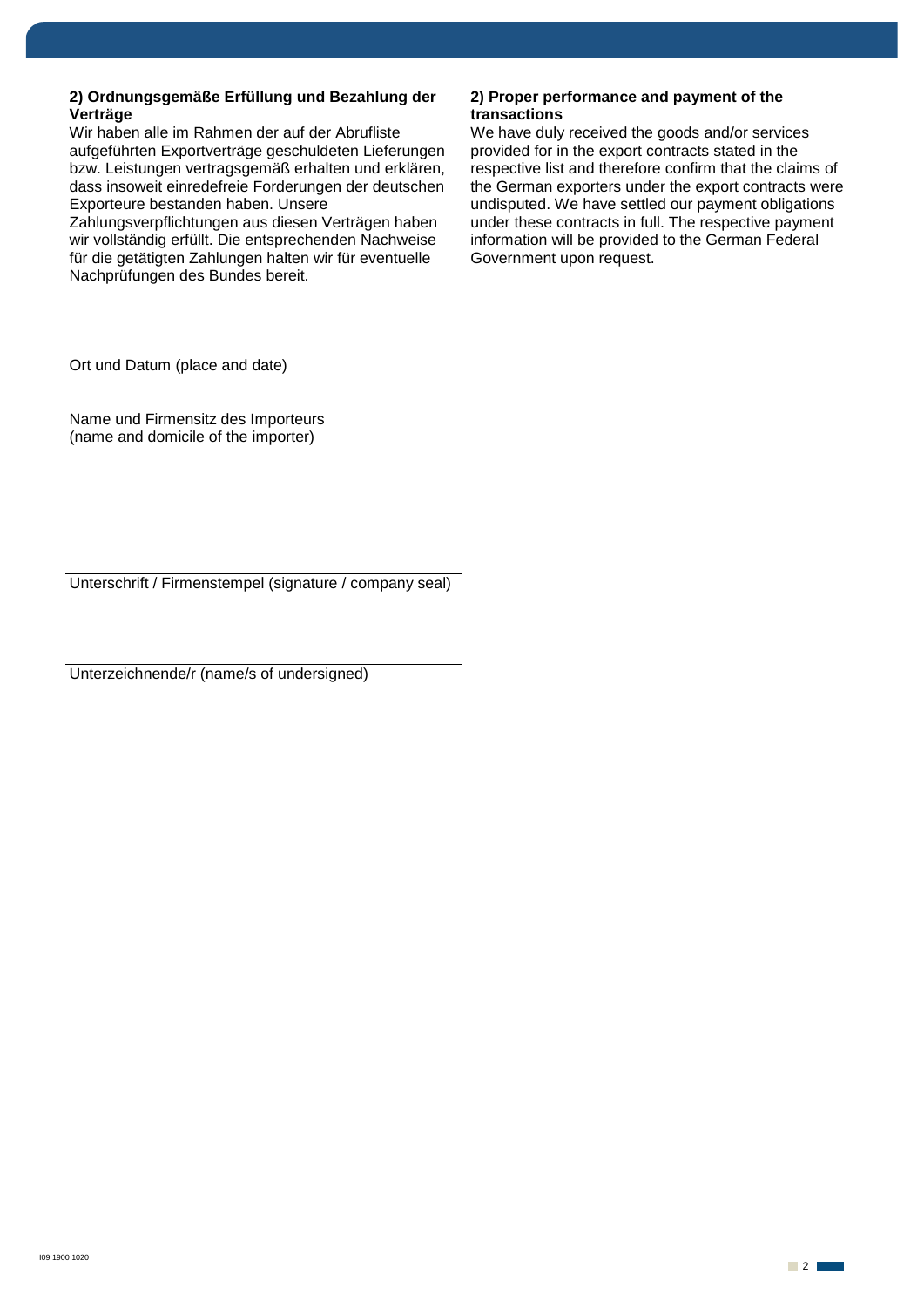**2) Ordnungsgemäße Erfüllung und Bezahlung der Verträge**

Wir haben alle im Rahmen der auf der Abrufliste aufgeführten Exportverträge geschuldeten Lieferungen bzw. Leistungen vertragsgemäß erhalten und erklären, dass insoweit einredefreie Forderungen der deutschen Exporteure bestanden haben. Unsere Zahlungsverpflichtungen aus diesen Verträgen haben wir vollständig erfüllt. Die entsprechenden Nachweise für die getätigten Zahlungen halten wir für eventuelle Nachprüfungen des Bundes bereit.

**2) Proper performance and payment of the transactions**

We have duly received the goods and/or services provided for in the export contracts stated in the respective list and therefore confirm that the claims of the German exporters under the export contracts were undisputed. We have settled our payment obligations under these contracts in full. The respective payment information will be provided to the German Federal Government upon request.

\_\_\_\_\_\_\_\_\_\_\_\_\_\_\_\_\_\_\_\_\_\_\_\_\_\_\_\_\_\_\_\_\_\_\_\_\_\_\_\_
Ort und Datum (place and date)

\_\_\_\_\_\_\_\_\_\_\_\_\_\_\_\_\_\_\_\_\_\_\_\_\_\_\_\_\_\_\_\_\_\_\_\_\_\_\_\_
Name und Firmensitz des Importeurs
(name and domicile of the importer)

\_\_\_\_\_\_\_\_\_\_\_\_\_\_\_\_\_\_\_\_\_\_\_\_\_\_\_\_\_\_\_\_\_\_\_\_\_\_\_\_
Unterschrift / Firmenstempel (signature / company seal)

\_\_\_\_\_\_\_\_\_\_\_\_\_\_\_\_\_\_\_\_\_\_\_\_\_\_\_\_\_\_\_\_\_\_\_\_\_\_\_\_
Unterzeichnende/r (name/s of undersigned)

I09 1900 1020